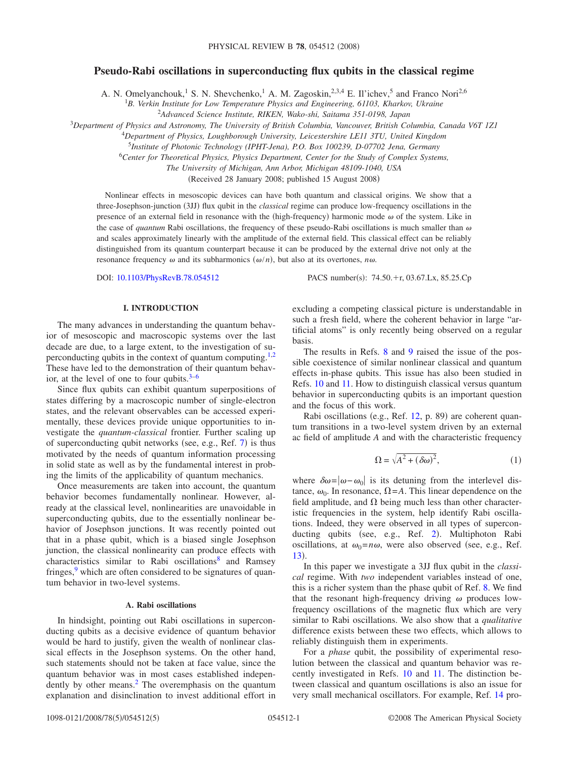# Pseudo-Rabi oscillations in superconducting flux qubits in the classical regime

A. N. Omelyanchouk,[1] S. N. Shevchenko,[1] A. M. Zagoskin,[2,3,4] E. Il'ichev,[5] and Franco Nori[2,6]

[1]*B. Verkin Institute for Low Temperature Physics and Engineering, 61103, Kharkov, Ukraine*

[2]*Advanced Science Institute, RIKEN, Wako-shi, Saitama 351-0198, Japan*

[3]*Department of Physics and Astronomy, The University of British Columbia, Vancouver, British Columbia, Canada V6T 1Z1*

[4]*Department of Physics, Loughborough University, Leicestershire LE11 3TU, United Kingdom*

[5]*Institute of Photonic Technology (IPHT-Jena), P.O. Box 100239, D-07702 Jena, Germany*

[6]*Center for Theoretical Physics, Physics Department, Center for the Study of Complex Systems, The University of Michigan, Ann Arbor, Michigan 48109-1040, USA*

(Received 28 January 2008; published 15 August 2008)

Nonlinear effects in mesoscopic devices can have both quantum and classical origins. We show that a three-Josephson-junction (3JJ) flux qubit in the *classical* regime can produce low-frequency oscillations in the presence of an external field in resonance with the (high-frequency) harmonic mode $\omega$ of the system. Like in the case of *quantum* Rabi oscillations, the frequency of these pseudo-Rabi oscillations is much smaller than $\omega$ and scales approximately linearly with the amplitude of the external field. This classical effect can be reliably distinguished from its quantum counterpart because it can be produced by the external drive not only at the resonance frequency $\omega$ and its subharmonics ($\omega/n$), but also at its overtones, $n\omega$.

DOI: 10.1103/PhysRevB.78.054512 PACS number(s): 74.50.+r, 03.67.Lx, 85.25.Cp

## I. INTRODUCTION

The many advances in understanding the quantum behavior of mesoscopic and macroscopic systems over the last decade are due, to a large extent, to the investigation of superconducting qubits in the context of quantum computing.[1,2] These have led to the demonstration of their quantum behavior, at the level of one to four qubits.[3–6]

Since flux qubits can exhibit quantum superpositions of states differing by a macroscopic number of single-electron states, and the relevant observables can be accessed experimentally, these devices provide unique opportunities to investigate the *quantum-classical* frontier. Further scaling up of superconducting qubit networks (see, e.g., Ref. 7) is thus motivated by the needs of quantum information processing in solid state as well as by the fundamental interest in probing the limits of the applicability of quantum mechanics.

Once measurements are taken into account, the quantum behavior becomes fundamentally nonlinear. However, already at the classical level, nonlinearities are unavoidable in superconducting qubits, due to the essentially nonlinear behavior of Josephson junctions. It was recently pointed out that in a phase qubit, which is a biased single Josephson junction, the classical nonlinearity can produce effects with characteristics similar to Rabi oscillations[8] and Ramsey fringes,[9] which are often considered to be signatures of quantum behavior in two-level systems.

### A. Rabi oscillations

In hindsight, pointing out Rabi oscillations in superconducting qubits as a decisive evidence of quantum behavior would be hard to justify, given the wealth of nonlinear classical effects in the Josephson systems. On the other hand, such statements should not be taken at face value, since the quantum behavior was in most cases established independently by other means.[2] The overemphasis on the quantum explanation and disinclination to invest additional effort in excluding a competing classical picture is understandable in such a fresh field, where the coherent behavior in large "artificial atoms" is only recently being observed on a regular basis.

The results in Refs. 8 and 9 raised the issue of the possible coexistence of similar nonlinear classical and quantum effects in-phase qubits. This issue has also been studied in Refs. 10 and 11. How to distinguish classical versus quantum behavior in superconducting qubits is an important question and the focus of this work.

Rabi oscillations (e.g., Ref. 12, p. 89) are coherent quantum transitions in a two-level system driven by an external ac field of amplitude $A$ and with the characteristic frequency

$$\Omega = \sqrt{A^2 + (\delta\omega)^2}, \tag{1}$$

where $\delta\omega = |\omega - \omega_0|$ is its detuning from the interlevel distance, $\omega_0$. In resonance, $\Omega = A$. This linear dependence on the field amplitude, and $\Omega$ being much less than other characteristic frequencies in the system, help identify Rabi oscillations. Indeed, they were observed in all types of superconducting qubits (see, e.g., Ref. 2). Multiphoton Rabi oscillations, at $\omega_0 = n\omega$, were also observed (see, e.g., Ref. 13).

In this paper we investigate a 3JJ flux qubit in the *classical* regime. With *two* independent variables instead of one, this is a richer system than the phase qubit of Ref. 8. We find that the resonant high-frequency driving $\omega$ produces low-frequency oscillations of the magnetic flux which are very similar to Rabi oscillations. We also show that a *qualitative* difference exists between these two effects, which allows to reliably distinguish them in experiments.

For a *phase* qubit, the possibility of experimental resolution between the classical and quantum behavior was recently investigated in Refs. 10 and 11. The distinction between classical and quantum oscillations is also an issue for very small mechanical oscillators. For example, Ref. 14 pro-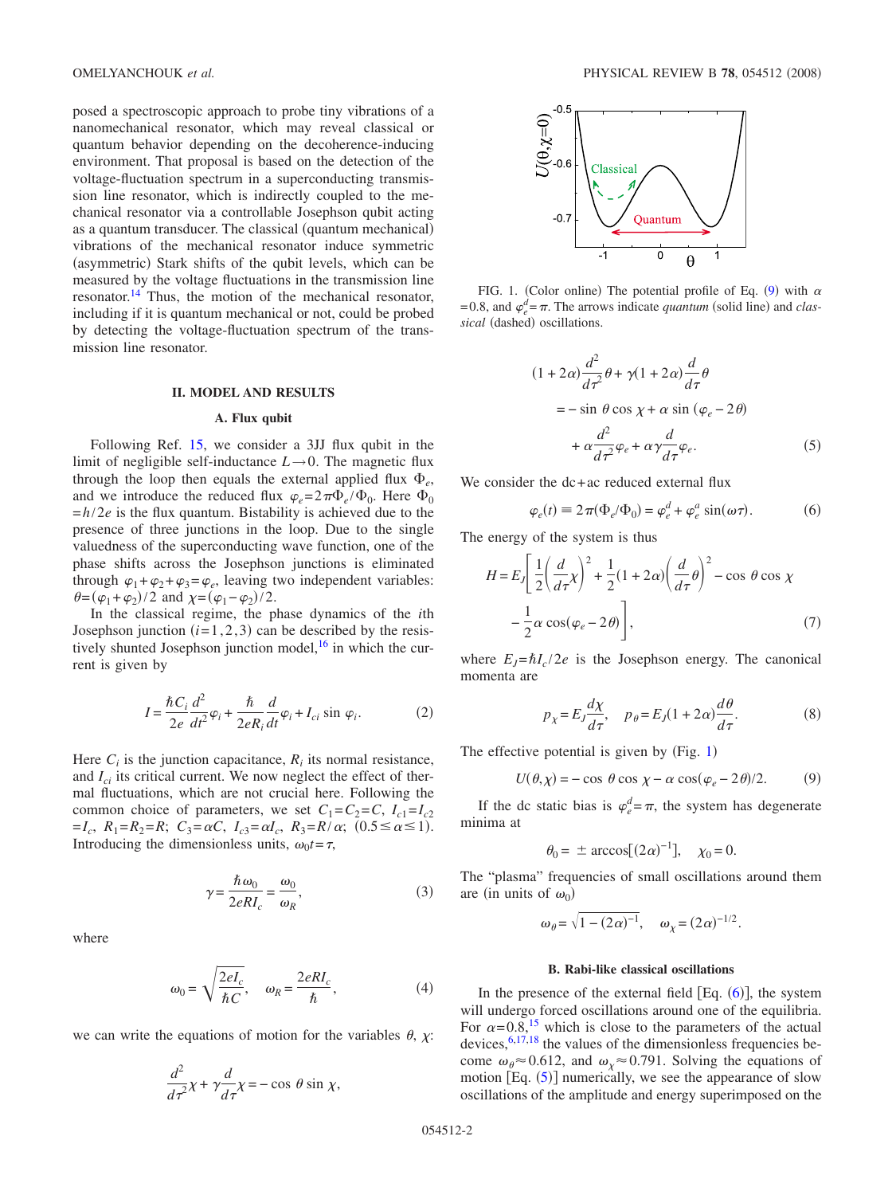posed a spectroscopic approach to probe tiny vibrations of a nanomechanical resonator, which may reveal classical or quantum behavior depending on the decoherence-inducing environment. That proposal is based on the detection of the voltage-fluctuation spectrum in a superconducting transmission line resonator, which is indirectly coupled to the mechanical resonator via a controllable Josephson qubit acting as a quantum transducer. The classical (quantum mechanical) vibrations of the mechanical resonator induce symmetric (asymmetric) Stark shifts of the qubit levels, which can be measured by the voltage fluctuations in the transmission line resonator.[14] Thus, the motion of the mechanical resonator, including if it is quantum mechanical or not, could be probed by detecting the voltage-fluctuation spectrum of the transmission line resonator.

## II. MODEL AND RESULTS

### A. Flux qubit

Following Ref. 15, we consider a 3JJ flux qubit in the limit of negligible self-inductance $L \to 0$. The magnetic flux through the loop then equals the external applied flux $\Phi_e$, and we introduce the reduced flux $\varphi_e = 2\pi\Phi_e/\Phi_0$. Here $\Phi_0 = h/2e$ is the flux quantum. Bistability is achieved due to the presence of three junctions in the loop. Due to the single valuedness of the superconducting wave function, one of the phase shifts across the Josephson junctions is eliminated through $\varphi_1+\varphi_2+\varphi_3=\varphi_e$, leaving two independent variables: $\theta=(\varphi_1+\varphi_2)/2$ and $\chi=(\varphi_1-\varphi_2)/2$.

In the classical regime, the phase dynamics of the $i$th Josephson junction ($i=1,2,3$) can be described by the resistively shunted Josephson junction model,[16] in which the current is given by

$$I = \frac{\hbar C_i}{2e}\frac{d^2}{dt^2}\varphi_i + \frac{\hbar}{2eR_i}\frac{d}{dt}\varphi_i + I_{ci}\sin\varphi_i. \tag{2}$$

Here $C_i$ is the junction capacitance, $R_i$ its normal resistance, and $I_{ci}$ its critical current. We now neglect the effect of thermal fluctuations, which are not crucial here. Following the common choice of parameters, we set $C_1=C_2=C$, $I_{c1}=I_{c2}=I_c$, $R_1=R_2=R$; $C_3=\alpha C$, $I_{c3}=\alpha I_c$, $R_3=R/\alpha$; $(0.5\le\alpha\le 1)$. Introducing the dimensionless units, $\omega_0 t=\tau$,

$$\gamma = \frac{\hbar\omega_0}{2eRI_c} = \frac{\omega_0}{\omega_R}, \tag{3}$$

where

$$\omega_0 = \sqrt{\frac{2eI_c}{\hbar C}}, \quad \omega_R = \frac{2eRI_c}{\hbar}, \tag{4}$$

we can write the equations of motion for the variables $\theta$, $\chi$:

$$\frac{d^2}{d\tau^2}\chi + \gamma\frac{d}{d\tau}\chi = -\cos\theta\sin\chi,$$

$$(1+2\alpha)\frac{d^2}{d\tau^2}\theta + \gamma(1+2\alpha)\frac{d}{d\tau}\theta$$
$$= -\sin\theta\cos\chi + \alpha\sin(\varphi_e - 2\theta)$$
$$+ \alpha\frac{d^2}{d\tau^2}\varphi_e + \alpha\gamma\frac{d}{d\tau}\varphi_e. \tag{5}$$

FIG. 1. (Color online) The potential profile of Eq. (9) with $\alpha=0.8$, and $\varphi_e^d=\pi$. The arrows indicate *quantum* (solid line) and *classical* (dashed) oscillations.

We consider the dc+ac reduced external flux

$$\varphi_e(t) \equiv 2\pi(\Phi_e/\Phi_0) = \varphi_e^d + \varphi_e^a\sin(\omega\tau). \tag{6}$$

The energy of the system is thus

$$H = E_J\left[\frac{1}{2}\left(\frac{d}{d\tau}\chi\right)^2 + \frac{1}{2}(1+2\alpha)\left(\frac{d}{d\tau}\theta\right)^2 - \cos\theta\cos\chi - \frac{1}{2}\alpha\cos(\varphi_e - 2\theta)\right], \tag{7}$$

where $E_J=\hbar I_c/2e$ is the Josephson energy. The canonical momenta are

$$p_\chi = E_J\frac{d\chi}{d\tau}, \quad p_\theta = E_J(1+2\alpha)\frac{d\theta}{d\tau}. \tag{8}$$

The effective potential is given by (Fig. 1)

$$U(\theta,\chi) = -\cos\theta\cos\chi - \alpha\cos(\varphi_e - 2\theta)/2. \tag{9}$$

If the dc static bias is $\varphi_e^d=\pi$, the system has degenerate minima at

$$\theta_0 = \pm\arccos[(2\alpha)^{-1}], \quad \chi_0 = 0.$$

The "plasma" frequencies of small oscillations around them are (in units of $\omega_0$)

$$\omega_\theta = \sqrt{1-(2\alpha)^{-1}}, \quad \omega_\chi = (2\alpha)^{-1/2}.$$

### B. Rabi-like classical oscillations

In the presence of the external field [Eq. (6)], the system will undergo forced oscillations around one of the equilibria. For $\alpha=0.8$,[15] which is close to the parameters of the actual devices,[6,17,18] the values of the dimensionless frequencies become $\omega_\theta\approx 0.612$, and $\omega_\chi\approx 0.791$. Solving the equations of motion [Eq. (5)] numerically, we see the appearance of slow oscillations of the amplitude and energy superimposed on the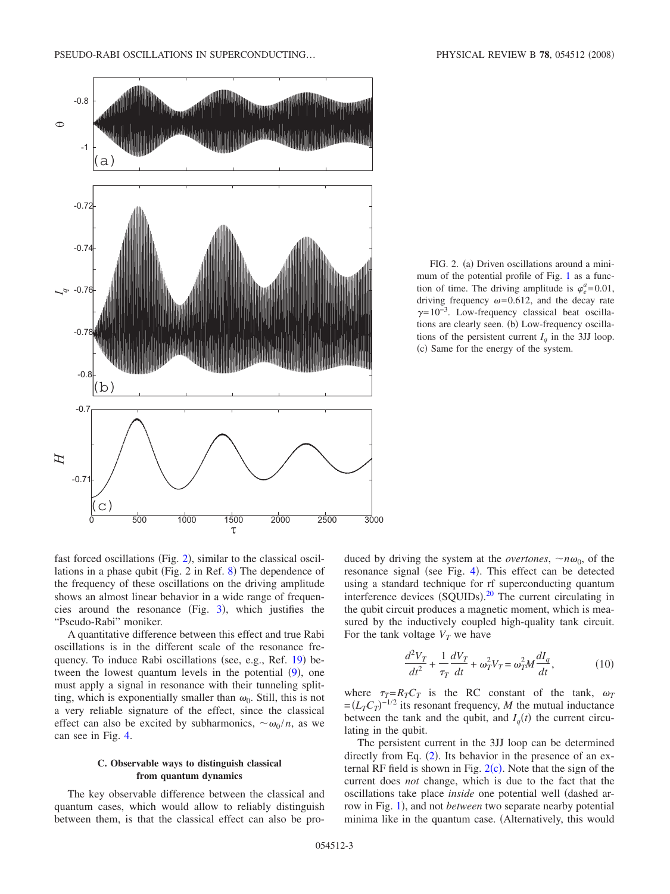FIG. 2. (a) Driven oscillations around a minimum of the potential profile of Fig. 1 as a function of time. The driving amplitude is $\varphi_e^a = 0.01$, driving frequency $\omega = 0.612$, and the decay rate $\gamma = 10^{-3}$. Low-frequency classical beat oscillations are clearly seen. (b) Low-frequency oscillations of the persistent current $I_q$ in the 3JJ loop. (c) Same for the energy of the system.

fast forced oscillations (Fig. 2), similar to the classical oscillations in a phase qubit (Fig. 2 in Ref. 8) The dependence of the frequency of these oscillations on the driving amplitude shows an almost linear behavior in a wide range of frequencies around the resonance (Fig. 3), which justifies the "Pseudo-Rabi" moniker.

A quantitative difference between this effect and true Rabi oscillations is in the different scale of the resonance frequency. To induce Rabi oscillations (see, e.g., Ref. 19) between the lowest quantum levels in the potential (9), one must apply a signal in resonance with their tunneling splitting, which is exponentially smaller than $\omega_0$. Still, this is not a very reliable signature of the effect, since the classical effect can also be excited by subharmonics, $\sim\omega_0/n$, as we can see in Fig. 4.

### C. Observable ways to distinguish classical from quantum dynamics

The key observable difference between the classical and quantum cases, which would allow to reliably distinguish between them, is that the classical effect can also be produced by driving the system at the *overtones*, $\sim n\omega_0$, of the resonance signal (see Fig. 4). This effect can be detected using a standard technique for rf superconducting quantum interference devices (SQUIDs).[20] The current circulating in the qubit circuit produces a magnetic moment, which is measured by the inductively coupled high-quality tank circuit. For the tank voltage $V_T$ we have

$$\frac{d^2V_T}{dt^2} + \frac{1}{\tau_T}\frac{dV_T}{dt} + \omega_T^2 V_T = \omega_T^2 M \frac{dI_q}{dt}, \tag{10}$$

where $\tau_T = R_T C_T$ is the RC constant of the tank, $\omega_T = (L_T C_T)^{-1/2}$ its resonant frequency, $M$ the mutual inductance between the tank and the qubit, and $I_q(t)$ the current circulating in the qubit.

The persistent current in the 3JJ loop can be determined directly from Eq. (2). Its behavior in the presence of an external RF field is shown in Fig. 2(c). Note that the sign of the current does *not* change, which is due to the fact that the oscillations take place *inside* one potential well (dashed arrow in Fig. 1), and not *between* two separate nearby potential minima like in the quantum case. (Alternatively, this would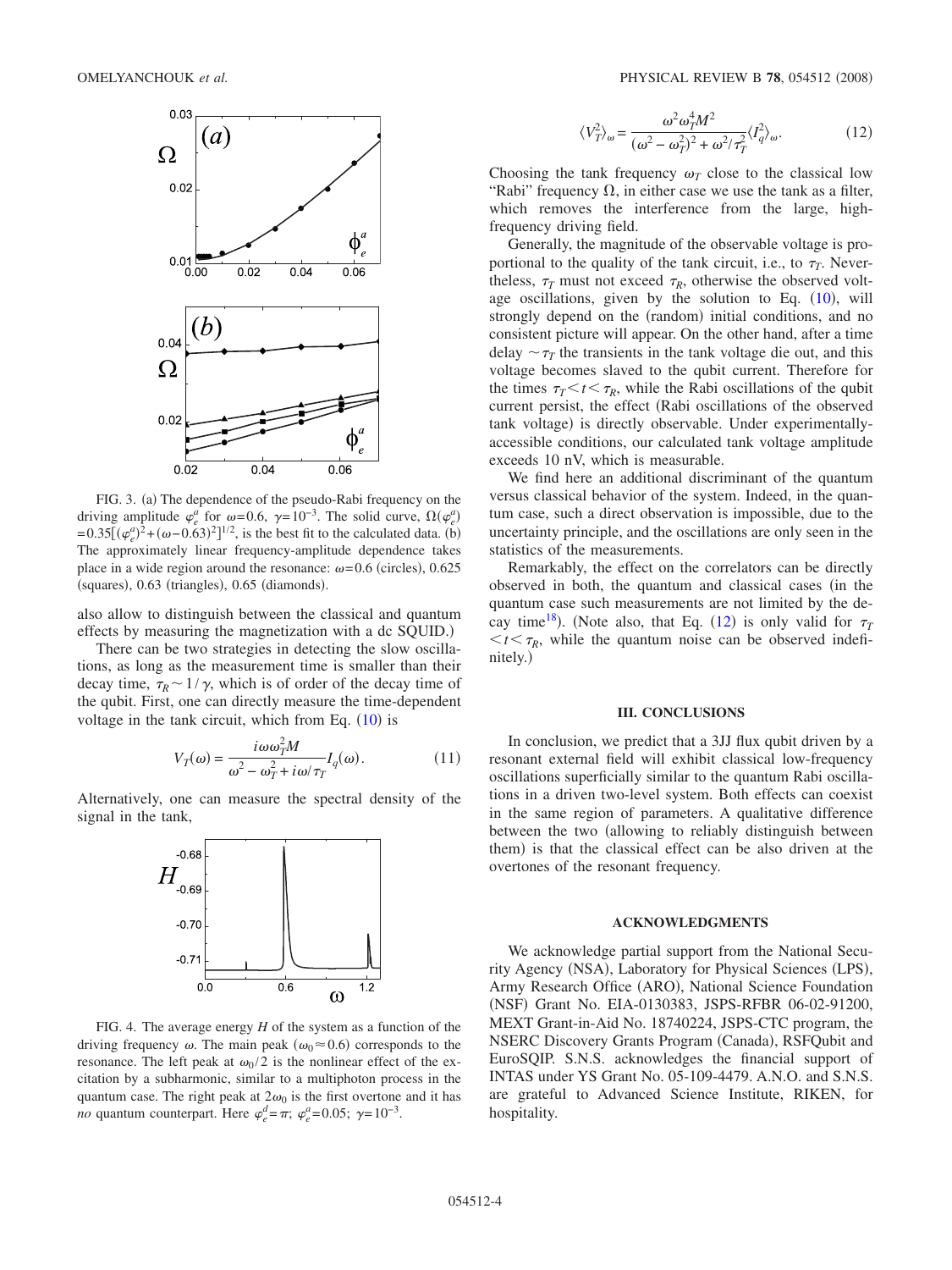FIG. 3. (a) The dependence of the pseudo-Rabi frequency on the driving amplitude $\varphi_e^a$ for $\omega=0.6$, $\gamma=10^{-3}$. The solid curve, $\Omega(\varphi_e^a)=0.35[(\varphi_e^a)^2+(\omega-0.63)^2]^{1/2}$, is the best fit to the calculated data. (b) The approximately linear frequency-amplitude dependence takes place in a wide region around the resonance: $\omega=0.6$ (circles), 0.625 (squares), 0.63 (triangles), 0.65 (diamonds).

also allow to distinguish between the classical and quantum effects by measuring the magnetization with a dc SQUID.)

There can be two strategies in detecting the slow oscillations, as long as the measurement time is smaller than their decay time, $\tau_R \sim 1/\gamma$, which is of order of the decay time of the qubit. First, one can directly measure the time-dependent voltage in the tank circuit, which from Eq. (10) is

$$V_T(\omega) = \frac{i\omega\omega_T^2 M}{\omega^2 - \omega_T^2 + i\omega/\tau_T} I_q(\omega). \tag{11}$$

Alternatively, one can measure the spectral density of the signal in the tank,

FIG. 4. The average energy $H$ of the system as a function of the driving frequency $\omega$. The main peak ($\omega_0 \approx 0.6$) corresponds to the resonance. The left peak at $\omega_0/2$ is the nonlinear effect of the excitation by a subharmonic, similar to a multiphoton process in the quantum case. The right peak at $2\omega_0$ is the first overtone and it has *no* quantum counterpart. Here $\varphi_e^d=\pi$; $\varphi_e^a=0.05$; $\gamma=10^{-3}$.

$$\langle V_T^2 \rangle_\omega = \frac{\omega^2 \omega_T^4 M^2}{(\omega^2 - \omega_T^2)^2 + \omega^2/\tau_T^2} \langle I_q^2 \rangle_\omega. \tag{12}$$

Choosing the tank frequency $\omega_T$ close to the classical low "Rabi" frequency $\Omega$, in either case we use the tank as a filter, which removes the interference from the large, high-frequency driving field.

Generally, the magnitude of the observable voltage is proportional to the quality of the tank circuit, i.e., to $\tau_T$. Nevertheless, $\tau_T$ must not exceed $\tau_R$, otherwise the observed voltage oscillations, given by the solution to Eq. (10), will strongly depend on the (random) initial conditions, and no consistent picture will appear. On the other hand, after a time delay $\sim \tau_T$ the transients in the tank voltage die out, and this voltage becomes slaved to the qubit current. Therefore for the times $\tau_T < t < \tau_R$, while the Rabi oscillations of the qubit current persist, the effect (Rabi oscillations of the observed tank voltage) is directly observable. Under experimentally-accessible conditions, our calculated tank voltage amplitude exceeds 10 nV, which is measurable.

We find here an additional discriminant of the quantum versus classical behavior of the system. Indeed, in the quantum case, such a direct observation is impossible, due to the uncertainty principle, and the oscillations are only seen in the statistics of the measurements.

Remarkably, the effect on the correlators can be directly observed in both, the quantum and classical cases (in the quantum case such measurements are not limited by the decay time[18]). (Note also, that Eq. (12) is only valid for $\tau_T < t < \tau_R$, while the quantum noise can be observed indefinitely.)

## III. CONCLUSIONS

In conclusion, we predict that a 3JJ flux qubit driven by a resonant external field will exhibit classical low-frequency oscillations superficially similar to the quantum Rabi oscillations in a driven two-level system. Both effects can coexist in the same region of parameters. A qualitative difference between the two (allowing to reliably distinguish between them) is that the classical effect can be also driven at the overtones of the resonant frequency.

## ACKNOWLEDGMENTS

We acknowledge partial support from the National Security Agency (NSA), Laboratory for Physical Sciences (LPS), Army Research Office (ARO), National Science Foundation (NSF) Grant No. EIA-0130383, JSPS-RFBR 06-02-91200, MEXT Grant-in-Aid No. 18740224, JSPS-CTC program, the NSERC Discovery Grants Program (Canada), RSFQubit and EuroSQIP. S.N.S. acknowledges the financial support of INTAS under YS Grant No. 05-109-4479. A.N.O. and S.N.S. are grateful to Advanced Science Institute, RIKEN, for hospitality.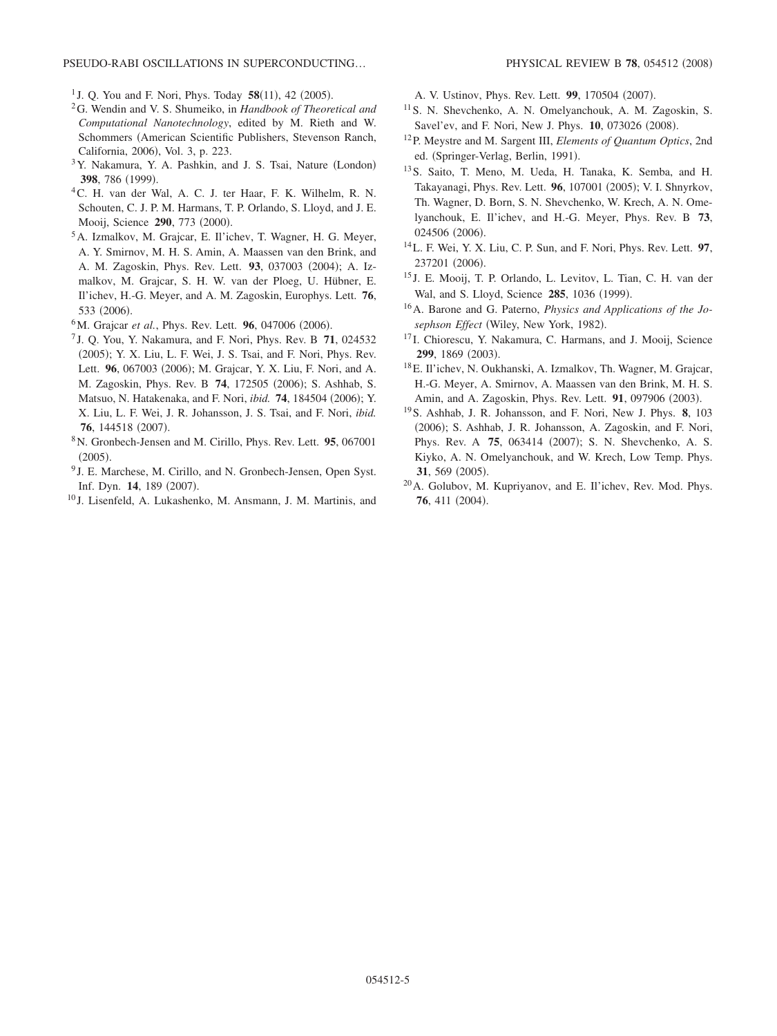[1] J. Q. You and F. Nori, Phys. Today **58**(11), 42 (2005).

[2] G. Wendin and V. S. Shumeiko, in *Handbook of Theoretical and Computational Nanotechnology*, edited by M. Rieth and W. Schommers (American Scientific Publishers, Stevenson Ranch, California, 2006), Vol. 3, p. 223.

[3] Y. Nakamura, Y. A. Pashkin, and J. S. Tsai, Nature (London) **398**, 786 (1999).

[4] C. H. van der Wal, A. C. J. ter Haar, F. K. Wilhelm, R. N. Schouten, C. J. P. M. Harmans, T. P. Orlando, S. Lloyd, and J. E. Mooij, Science **290**, 773 (2000).

[5] A. Izmalkov, M. Grajcar, E. Il'ichev, T. Wagner, H. G. Meyer, A. Y. Smirnov, M. H. S. Amin, A. Maassen van den Brink, and A. M. Zagoskin, Phys. Rev. Lett. **93**, 037003 (2004); A. Izmalkov, M. Grajcar, S. H. W. van der Ploeg, U. Hübner, E. Il'ichev, H.-G. Meyer, and A. M. Zagoskin, Europhys. Lett. **76**, 533 (2006).

[6] M. Grajcar *et al.*, Phys. Rev. Lett. **96**, 047006 (2006).

[7] J. Q. You, Y. Nakamura, and F. Nori, Phys. Rev. B **71**, 024532 (2005); Y. X. Liu, L. F. Wei, J. S. Tsai, and F. Nori, Phys. Rev. Lett. **96**, 067003 (2006); M. Grajcar, Y. X. Liu, F. Nori, and A. M. Zagoskin, Phys. Rev. B **74**, 172505 (2006); S. Ashhab, S. Matsuo, N. Hatakenaka, and F. Nori, *ibid.* **74**, 184504 (2006); Y. X. Liu, L. F. Wei, J. R. Johansson, J. S. Tsai, and F. Nori, *ibid.* **76**, 144518 (2007).

[8] N. Gronbech-Jensen and M. Cirillo, Phys. Rev. Lett. **95**, 067001 (2005).

[9] J. E. Marchese, M. Cirillo, and N. Gronbech-Jensen, Open Syst. Inf. Dyn. **14**, 189 (2007).

[10] J. Lisenfeld, A. Lukashenko, M. Ansmann, J. M. Martinis, and A. V. Ustinov, Phys. Rev. Lett. **99**, 170504 (2007).

[11] S. N. Shevchenko, A. N. Omelyanchouk, A. M. Zagoskin, S. Savel'ev, and F. Nori, New J. Phys. **10**, 073026 (2008).

[12] P. Meystre and M. Sargent III, *Elements of Quantum Optics*, 2nd ed. (Springer-Verlag, Berlin, 1991).

[13] S. Saito, T. Meno, M. Ueda, H. Tanaka, K. Semba, and H. Takayanagi, Phys. Rev. Lett. **96**, 107001 (2005); V. I. Shnyrkov, Th. Wagner, D. Born, S. N. Shevchenko, W. Krech, A. N. Omelyanchouk, E. Il'ichev, and H.-G. Meyer, Phys. Rev. B **73**, 024506 (2006).

[14] L. F. Wei, Y. X. Liu, C. P. Sun, and F. Nori, Phys. Rev. Lett. **97**, 237201 (2006).

[15] J. E. Mooij, T. P. Orlando, L. Levitov, L. Tian, C. H. van der Wal, and S. Lloyd, Science **285**, 1036 (1999).

[16] A. Barone and G. Paterno, *Physics and Applications of the Josephson Effect* (Wiley, New York, 1982).

[17] I. Chiorescu, Y. Nakamura, C. Harmans, and J. Mooij, Science **299**, 1869 (2003).

[18] E. Il'ichev, N. Oukhanski, A. Izmalkov, Th. Wagner, M. Grajcar, H.-G. Meyer, A. Smirnov, A. Maassen van den Brink, M. H. S. Amin, and A. Zagoskin, Phys. Rev. Lett. **91**, 097906 (2003).

[19] S. Ashhab, J. R. Johansson, and F. Nori, New J. Phys. **8**, 103 (2006); S. Ashhab, J. R. Johansson, A. Zagoskin, and F. Nori, Phys. Rev. A **75**, 063414 (2007); S. N. Shevchenko, A. S. Kiyko, A. N. Omelyanchouk, and W. Krech, Low Temp. Phys. **31**, 569 (2005).

[20] A. Golubov, M. Kupriyanov, and E. Il'ichev, Rev. Mod. Phys. **76**, 411 (2004).